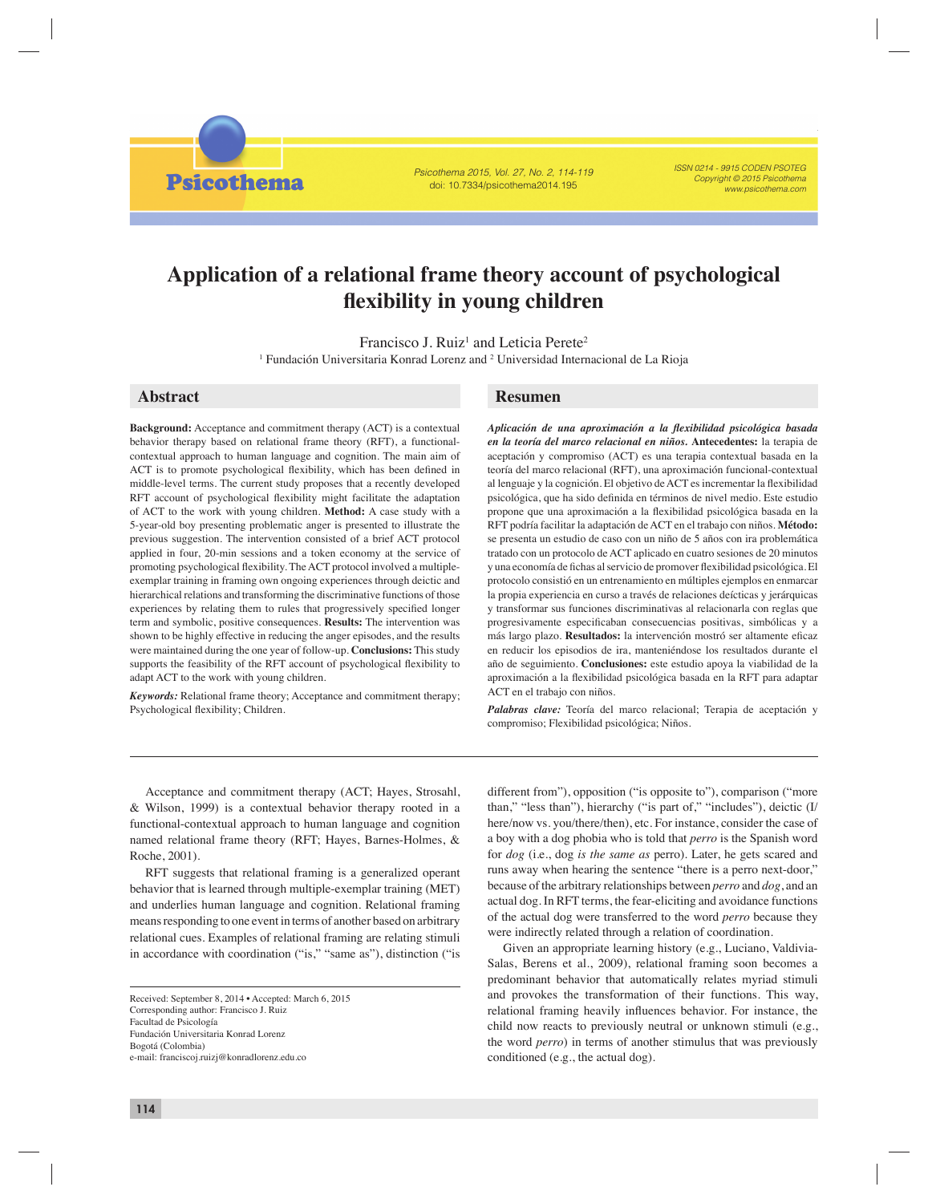# Application of a relational frame theory account of psychological flexibility in young children

Francisco J. Ruiz[1] and Leticia Perete[2]

[1] Fundación Universitaria Konrad Lorenz and [2] Universidad Internacional de La Rioja

## Abstract

**Background:** Acceptance and commitment therapy (ACT) is a contextual behavior therapy based on relational frame theory (RFT), a functional-contextual approach to human language and cognition. The main aim of ACT is to promote psychological flexibility, which has been defined in middle-level terms. The current study proposes that a recently developed RFT account of psychological flexibility might facilitate the adaptation of ACT to the work with young children. **Method:** A case study with a 5-year-old boy presenting problematic anger is presented to illustrate the previous suggestion. The intervention consisted of a brief ACT protocol applied in four, 20-min sessions and a token economy at the service of promoting psychological flexibility. The ACT protocol involved a multiple-exemplar training in framing own ongoing experiences through deictic and hierarchical relations and transforming the discriminative functions of those experiences by relating them to rules that progressively specified longer term and symbolic, positive consequences. **Results:** The intervention was shown to be highly effective in reducing the anger episodes, and the results were maintained during the one year of follow-up. **Conclusions:** This study supports the feasibility of the RFT account of psychological flexibility to adapt ACT to the work with young children.

***Keywords:*** Relational frame theory; Acceptance and commitment therapy; Psychological flexibility; Children.

## Resumen

***Aplicación de una aproximación a la flexibilidad psicológica basada en la teoría del marco relacional en niños.*** **Antecedentes:** la terapia de aceptación y compromiso (ACT) es una terapia contextual basada en la teoría del marco relacional (RFT), una aproximación funcional-contextual al lenguaje y la cognición. El objetivo de ACT es incrementar la flexibilidad psicológica, que ha sido definida en términos de nivel medio. Este estudio propone que una aproximación a la flexibilidad psicológica basada en la RFT podría facilitar la adaptación de ACT en el trabajo con niños. **Método:** se presenta un estudio de caso con un niño de 5 años con ira problemática tratado con un protocolo de ACT aplicado en cuatro sesiones de 20 minutos y una economía de fichas al servicio de promover flexibilidad psicológica. El protocolo consistió en un entrenamiento en múltiples ejemplos en enmarcar la propia experiencia en curso a través de relaciones deícticas y jerárquicas y transformar sus funciones discriminativas al relacionarla con reglas que progresivamente especificaban consecuencias positivas, simbólicas y a más largo plazo. **Resultados:** la intervención mostró ser altamente eficaz en reducir los episodios de ira, manteniéndose los resultados durante el año de seguimiento. **Conclusiones:** este estudio apoya la viabilidad de la aproximación a la flexibilidad psicológica basada en la RFT para adaptar ACT en el trabajo con niños.

***Palabras clave:*** Teoría del marco relacional; Terapia de aceptación y compromiso; Flexibilidad psicológica; Niños.

---

Acceptance and commitment therapy (ACT; Hayes, Strosahl, & Wilson, 1999) is a contextual behavior therapy rooted in a functional-contextual approach to human language and cognition named relational frame theory (RFT; Hayes, Barnes-Holmes, & Roche, 2001).

RFT suggests that relational framing is a generalized operant behavior that is learned through multiple-exemplar training (MET) and underlies human language and cognition. Relational framing means responding to one event in terms of another based on arbitrary relational cues. Examples of relational framing are relating stimuli in accordance with coordination ("is," "same as"), distinction ("is different from"), opposition ("is opposite to"), comparison ("more than," "less than"), hierarchy ("is part of," "includes"), deictic (I/here/now vs. you/there/then), etc. For instance, consider the case of a boy with a dog phobia who is told that *perro* is the Spanish word for *dog* (i.e., dog *is the same as* perro). Later, he gets scared and runs away when hearing the sentence "there is a perro next-door," because of the arbitrary relationships between *perro* and *dog*, and an actual dog. In RFT terms, the fear-eliciting and avoidance functions of the actual dog were transferred to the word *perro* because they were indirectly related through a relation of coordination.

Given an appropriate learning history (e.g., Luciano, Valdivia-Salas, Berens et al., 2009), relational framing soon becomes a predominant behavior that automatically relates myriad stimuli and provokes the transformation of their functions. This way, relational framing heavily influences behavior. For instance, the child now reacts to previously neutral or unknown stimuli (e.g., the word *perro*) in terms of another stimulus that was previously conditioned (e.g., the actual dog).

Received: September 8, 2014 • Accepted: March 6, 2015
Corresponding author: Francisco J. Ruiz
Facultad de Psicología
Fundación Universitaria Konrad Lorenz
Bogotá (Colombia)
e-mail: franciscoj.ruizj@konradlorenz.edu.co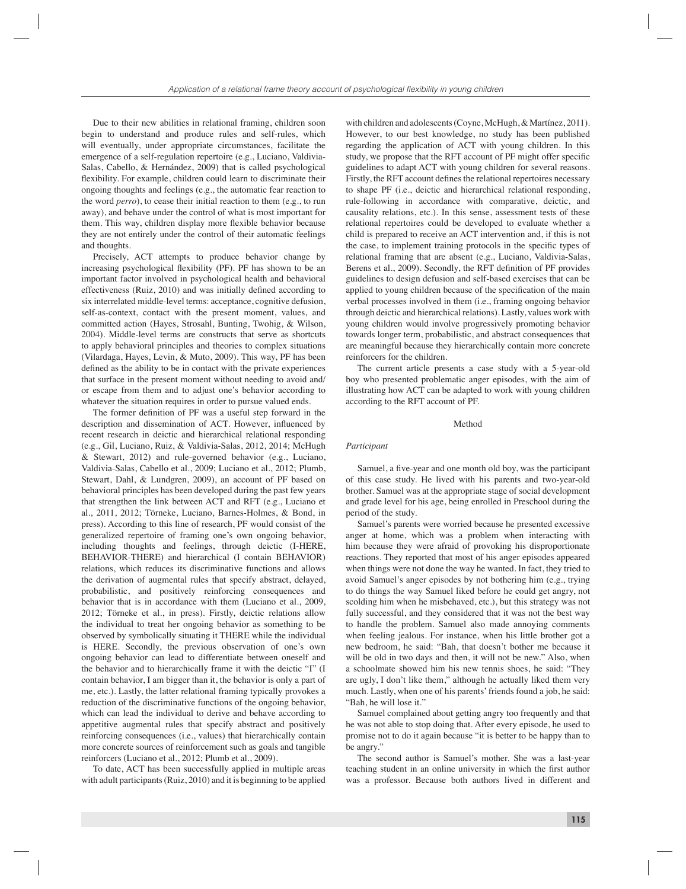Due to their new abilities in relational framing, children soon begin to understand and produce rules and self-rules, which will eventually, under appropriate circumstances, facilitate the emergence of a self-regulation repertoire (e.g., Luciano, Valdivia-Salas, Cabello, & Hernández, 2009) that is called psychological flexibility. For example, children could learn to discriminate their ongoing thoughts and feelings (e.g., the automatic fear reaction to the word *perro*), to cease their initial reaction to them (e.g., to run away), and behave under the control of what is most important for them. This way, children display more flexible behavior because they are not entirely under the control of their automatic feelings and thoughts.

Precisely, ACT attempts to produce behavior change by increasing psychological flexibility (PF). PF has shown to be an important factor involved in psychological health and behavioral effectiveness (Ruiz, 2010) and was initially defined according to six interrelated middle-level terms: acceptance, cognitive defusion, self-as-context, contact with the present moment, values, and committed action (Hayes, Strosahl, Bunting, Twohig, & Wilson, 2004). Middle-level terms are constructs that serve as shortcuts to apply behavioral principles and theories to complex situations (Vilardaga, Hayes, Levin, & Muto, 2009). This way, PF has been defined as the ability to be in contact with the private experiences that surface in the present moment without needing to avoid and/or escape from them and to adjust one's behavior according to whatever the situation requires in order to pursue valued ends.

The former definition of PF was a useful step forward in the description and dissemination of ACT. However, influenced by recent research in deictic and hierarchical relational responding (e.g., Gil, Luciano, Ruiz, & Valdivia-Salas, 2012, 2014; McHugh & Stewart, 2012) and rule-governed behavior (e.g., Luciano, Valdivia-Salas, Cabello et al., 2009; Luciano et al., 2012; Plumb, Stewart, Dahl, & Lundgren, 2009), an account of PF based on behavioral principles has been developed during the past few years that strengthen the link between ACT and RFT (e.g., Luciano et al., 2011, 2012; Törneke, Luciano, Barnes-Holmes, & Bond, in press). According to this line of research, PF would consist of the generalized repertoire of framing one's own ongoing behavior, including thoughts and feelings, through deictic (I-HERE, BEHAVIOR-THERE) and hierarchical (I contain BEHAVIOR) relations, which reduces its discriminative functions and allows the derivation of augmental rules that specify abstract, delayed, probabilistic, and positively reinforcing consequences and behavior that is in accordance with them (Luciano et al., 2009, 2012; Törneke et al., in press). Firstly, deictic relations allow the individual to treat her ongoing behavior as something to be observed by symbolically situating it THERE while the individual is HERE. Secondly, the previous observation of one's own ongoing behavior can lead to differentiate between oneself and the behavior and to hierarchically frame it with the deictic "I" (I contain behavior, I am bigger than it, the behavior is only a part of me, etc.). Lastly, the latter relational framing typically provokes a reduction of the discriminative functions of the ongoing behavior, which can lead the individual to derive and behave according to appetitive augmental rules that specify abstract and positively reinforcing consequences (i.e., values) that hierarchically contain more concrete sources of reinforcement such as goals and tangible reinforcers (Luciano et al., 2012; Plumb et al., 2009).

To date, ACT has been successfully applied in multiple areas with adult participants (Ruiz, 2010) and it is beginning to be applied with children and adolescents (Coyne, McHugh, & Martínez, 2011). However, to our best knowledge, no study has been published regarding the application of ACT with young children. In this study, we propose that the RFT account of PF might offer specific guidelines to adapt ACT with young children for several reasons. Firstly, the RFT account defines the relational repertoires necessary to shape PF (i.e., deictic and hierarchical relational responding, rule-following in accordance with comparative, deictic, and causality relations, etc.). In this sense, assessment tests of these relational repertoires could be developed to evaluate whether a child is prepared to receive an ACT intervention and, if this is not the case, to implement training protocols in the specific types of relational framing that are absent (e.g., Luciano, Valdivia-Salas, Berens et al., 2009). Secondly, the RFT definition of PF provides guidelines to design defusion and self-based exercises that can be applied to young children because of the specification of the main verbal processes involved in them (i.e., framing ongoing behavior through deictic and hierarchical relations). Lastly, values work with young children would involve progressively promoting behavior towards longer term, probabilistic, and abstract consequences that are meaningful because they hierarchically contain more concrete reinforcers for the children.

The current article presents a case study with a 5-year-old boy who presented problematic anger episodes, with the aim of illustrating how ACT can be adapted to work with young children according to the RFT account of PF.

## Method

### *Participant*

Samuel, a five-year and one month old boy, was the participant of this case study. He lived with his parents and two-year-old brother. Samuel was at the appropriate stage of social development and grade level for his age, being enrolled in Preschool during the period of the study.

Samuel's parents were worried because he presented excessive anger at home, which was a problem when interacting with him because they were afraid of provoking his disproportionate reactions. They reported that most of his anger episodes appeared when things were not done the way he wanted. In fact, they tried to avoid Samuel's anger episodes by not bothering him (e.g., trying to do things the way Samuel liked before he could get angry, not scolding him when he misbehaved, etc.), but this strategy was not fully successful, and they considered that it was not the best way to handle the problem. Samuel also made annoying comments when feeling jealous. For instance, when his little brother got a new bedroom, he said: "Bah, that doesn't bother me because it will be old in two days and then, it will not be new." Also, when a schoolmate showed him his new tennis shoes, he said: "They are ugly, I don't like them," although he actually liked them very much. Lastly, when one of his parents' friends found a job, he said: "Bah, he will lose it."

Samuel complained about getting angry too frequently and that he was not able to stop doing that. After every episode, he used to promise not to do it again because "it is better to be happy than to be angry."

The second author is Samuel's mother. She was a last-year teaching student in an online university in which the first author was a professor. Because both authors lived in different and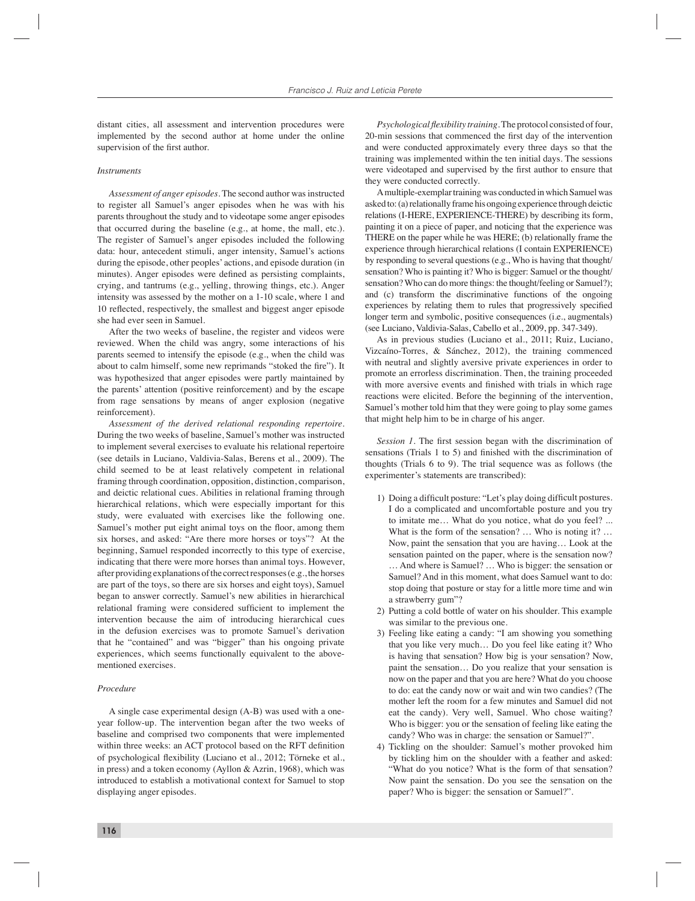distant cities, all assessment and intervention procedures were implemented by the second author at home under the online supervision of the first author.

### *Instruments*

*Assessment of anger episodes*. The second author was instructed to register all Samuel's anger episodes when he was with his parents throughout the study and to videotape some anger episodes that occurred during the baseline (e.g., at home, the mall, etc.). The register of Samuel's anger episodes included the following data: hour, antecedent stimuli, anger intensity, Samuel's actions during the episode, other peoples' actions, and episode duration (in minutes). Anger episodes were defined as persisting complaints, crying, and tantrums (e.g., yelling, throwing things, etc.). Anger intensity was assessed by the mother on a 1-10 scale, where 1 and 10 reflected, respectively, the smallest and biggest anger episode she had ever seen in Samuel.

After the two weeks of baseline, the register and videos were reviewed. When the child was angry, some interactions of his parents seemed to intensify the episode (e.g., when the child was about to calm himself, some new reprimands "stoked the fire"). It was hypothesized that anger episodes were partly maintained by the parents' attention (positive reinforcement) and by the escape from rage sensations by means of anger explosion (negative reinforcement).

*Assessment of the derived relational responding repertoire*. During the two weeks of baseline, Samuel's mother was instructed to implement several exercises to evaluate his relational repertoire (see details in Luciano, Valdivia-Salas, Berens et al., 2009). The child seemed to be at least relatively competent in relational framing through coordination, opposition, distinction, comparison, and deictic relational cues. Abilities in relational framing through hierarchical relations, which were especially important for this study, were evaluated with exercises like the following one. Samuel's mother put eight animal toys on the floor, among them six horses, and asked: "Are there more horses or toys"? At the beginning, Samuel responded incorrectly to this type of exercise, indicating that there were more horses than animal toys. However, after providing explanations of the correct responses (e.g., the horses are part of the toys, so there are six horses and eight toys), Samuel began to answer correctly. Samuel's new abilities in hierarchical relational framing were considered sufficient to implement the intervention because the aim of introducing hierarchical cues in the defusion exercises was to promote Samuel's derivation that he "contained" and was "bigger" than his ongoing private experiences, which seems functionally equivalent to the above-mentioned exercises.

### *Procedure*

A single case experimental design (A-B) was used with a one-year follow-up. The intervention began after the two weeks of baseline and comprised two components that were implemented within three weeks: an ACT protocol based on the RFT definition of psychological flexibility (Luciano et al., 2012; Törneke et al., in press) and a token economy (Ayllon & Azrin, 1968), which was introduced to establish a motivational context for Samuel to stop displaying anger episodes.

*Psychological flexibility training*. The protocol consisted of four, 20-min sessions that commenced the first day of the intervention and were conducted approximately every three days so that the training was implemented within the ten initial days. The sessions were videotaped and supervised by the first author to ensure that they were conducted correctly.

A multiple-exemplar training was conducted in which Samuel was asked to: (a) relationally frame his ongoing experience through deictic relations (I-HERE, EXPERIENCE-THERE) by describing its form, painting it on a piece of paper, and noticing that the experience was THERE on the paper while he was HERE; (b) relationally frame the experience through hierarchical relations (I contain EXPERIENCE) by responding to several questions (e.g., Who is having that thought/sensation? Who is painting it? Who is bigger: Samuel or the thought/sensation? Who can do more things: the thought/feeling or Samuel?); and (c) transform the discriminative functions of the ongoing experiences by relating them to rules that progressively specified longer term and symbolic, positive consequences (i.e., augmentals) (see Luciano, Valdivia-Salas, Cabello et al., 2009, pp. 347-349).

As in previous studies (Luciano et al., 2011; Ruiz, Luciano, Vizcaíno-Torres, & Sánchez, 2012), the training commenced with neutral and slightly aversive private experiences in order to promote an errorless discrimination. Then, the training proceeded with more aversive events and finished with trials in which rage reactions were elicited. Before the beginning of the intervention, Samuel's mother told him that they were going to play some games that might help him to be in charge of his anger.

*Session 1*. The first session began with the discrimination of sensations (Trials 1 to 5) and finished with the discrimination of thoughts (Trials 6 to 9). The trial sequence was as follows (the experimenter's statements are transcribed):

1) Doing a difficult posture: "Let's play doing difficult postures. I do a complicated and uncomfortable posture and you try to imitate me… What do you notice, what do you feel? ... What is the form of the sensation? … Who is noting it? … Now, paint the sensation that you are having… Look at the sensation painted on the paper, where is the sensation now? … And where is Samuel? … Who is bigger: the sensation or Samuel? And in this moment, what does Samuel want to do: stop doing that posture or stay for a little more time and win a strawberry gum"?
2) Putting a cold bottle of water on his shoulder. This example was similar to the previous one.
3) Feeling like eating a candy: "I am showing you something that you like very much… Do you feel like eating it? Who is having that sensation? How big is your sensation? Now, paint the sensation… Do you realize that your sensation is now on the paper and that you are here? What do you choose to do: eat the candy now or wait and win two candies? (The mother left the room for a few minutes and Samuel did not eat the candy). Very well, Samuel. Who chose waiting? Who is bigger: you or the sensation of feeling like eating the candy? Who was in charge: the sensation or Samuel?".
4) Tickling on the shoulder: Samuel's mother provoked him by tickling him on the shoulder with a feather and asked: "What do you notice? What is the form of that sensation? Now paint the sensation. Do you see the sensation on the paper? Who is bigger: the sensation or Samuel?".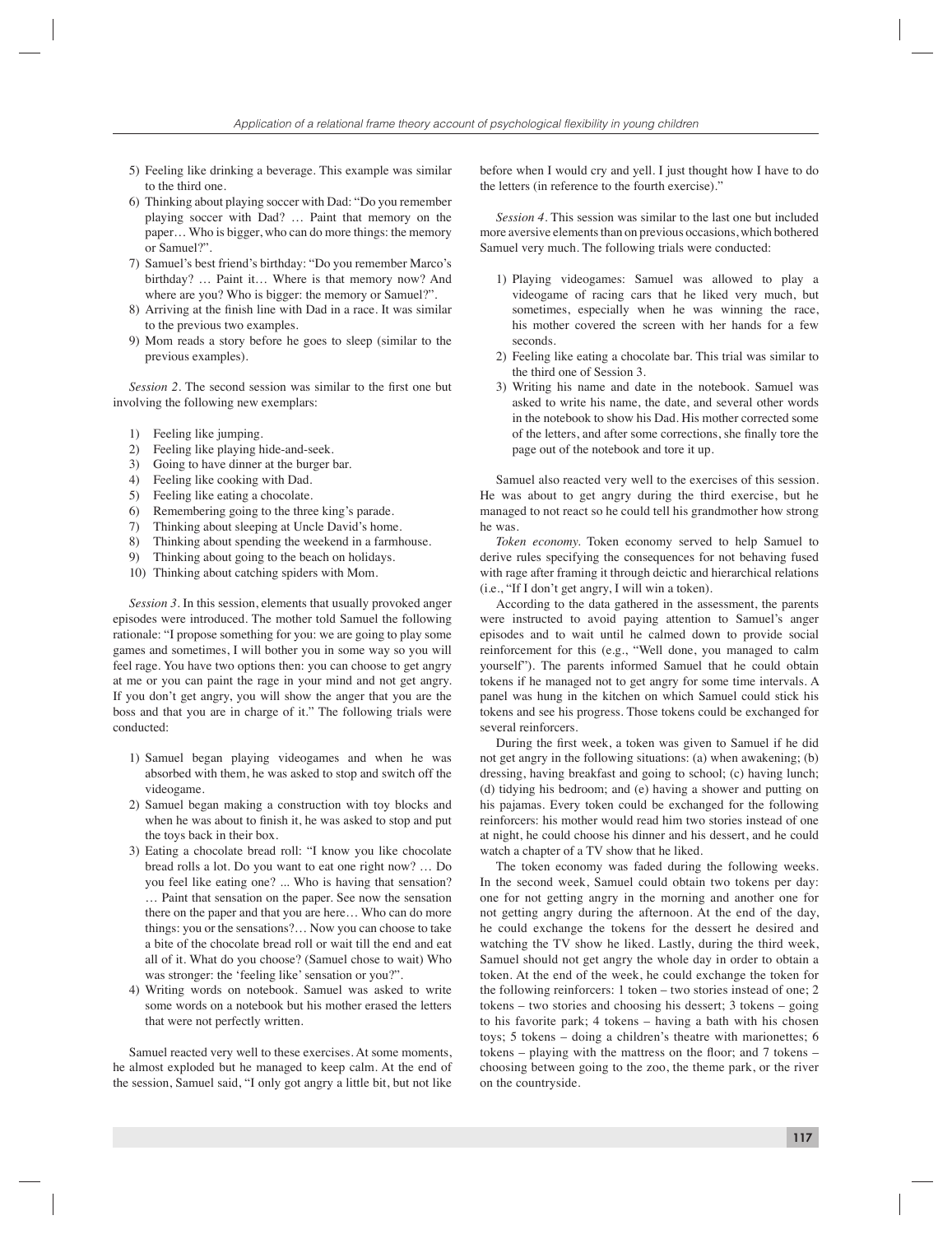5) Feeling like drinking a beverage. This example was similar to the third one.
6) Thinking about playing soccer with Dad: "Do you remember playing soccer with Dad? … Paint that memory on the paper… Who is bigger, who can do more things: the memory or Samuel?".
7) Samuel's best friend's birthday: "Do you remember Marco's birthday? … Paint it… Where is that memory now? And where are you? Who is bigger: the memory or Samuel?".
8) Arriving at the finish line with Dad in a race. It was similar to the previous two examples.
9) Mom reads a story before he goes to sleep (similar to the previous examples).

*Session 2*. The second session was similar to the first one but involving the following new exemplars:

1) Feeling like jumping.
2) Feeling like playing hide-and-seek.
3) Going to have dinner at the burger bar.
4) Feeling like cooking with Dad.
5) Feeling like eating a chocolate.
6) Remembering going to the three king's parade.
7) Thinking about sleeping at Uncle David's home.
8) Thinking about spending the weekend in a farmhouse.
9) Thinking about going to the beach on holidays.
10) Thinking about catching spiders with Mom.

*Session 3*. In this session, elements that usually provoked anger episodes were introduced. The mother told Samuel the following rationale: "I propose something for you: we are going to play some games and sometimes, I will bother you in some way so you will feel rage. You have two options then: you can choose to get angry at me or you can paint the rage in your mind and not get angry. If you don't get angry, you will show the anger that you are the boss and that you are in charge of it." The following trials were conducted:

1) Samuel began playing videogames and when he was absorbed with them, he was asked to stop and switch off the videogame.
2) Samuel began making a construction with toy blocks and when he was about to finish it, he was asked to stop and put the toys back in their box.
3) Eating a chocolate bread roll: "I know you like chocolate bread rolls a lot. Do you want to eat one right now? … Do you feel like eating one? ... Who is having that sensation? … Paint that sensation on the paper. See now the sensation there on the paper and that you are here… Who can do more things: you or the sensations?… Now you can choose to take a bite of the chocolate bread roll or wait till the end and eat all of it. What do you choose? (Samuel chose to wait) Who was stronger: the 'feeling like' sensation or you?".
4) Writing words on notebook. Samuel was asked to write some words on a notebook but his mother erased the letters that were not perfectly written.

Samuel reacted very well to these exercises. At some moments, he almost exploded but he managed to keep calm. At the end of the session, Samuel said, "I only got angry a little bit, but not like before when I would cry and yell. I just thought how I have to do the letters (in reference to the fourth exercise)."

*Session 4*. This session was similar to the last one but included more aversive elements than on previous occasions, which bothered Samuel very much. The following trials were conducted:

1) Playing videogames: Samuel was allowed to play a videogame of racing cars that he liked very much, but sometimes, especially when he was winning the race, his mother covered the screen with her hands for a few seconds.
2) Feeling like eating a chocolate bar. This trial was similar to the third one of Session 3.
3) Writing his name and date in the notebook. Samuel was asked to write his name, the date, and several other words in the notebook to show his Dad. His mother corrected some of the letters, and after some corrections, she finally tore the page out of the notebook and tore it up.

Samuel also reacted very well to the exercises of this session. He was about to get angry during the third exercise, but he managed to not react so he could tell his grandmother how strong he was.

*Token economy*. Token economy served to help Samuel to derive rules specifying the consequences for not behaving fused with rage after framing it through deictic and hierarchical relations (i.e., "If I don't get angry, I will win a token").

According to the data gathered in the assessment, the parents were instructed to avoid paying attention to Samuel's anger episodes and to wait until he calmed down to provide social reinforcement for this (e.g., "Well done, you managed to calm yourself"). The parents informed Samuel that he could obtain tokens if he managed not to get angry for some time intervals. A panel was hung in the kitchen on which Samuel could stick his tokens and see his progress. Those tokens could be exchanged for several reinforcers.

During the first week, a token was given to Samuel if he did not get angry in the following situations: (a) when awakening; (b) dressing, having breakfast and going to school; (c) having lunch; (d) tidying his bedroom; and (e) having a shower and putting on his pajamas. Every token could be exchanged for the following reinforcers: his mother would read him two stories instead of one at night, he could choose his dinner and his dessert, and he could watch a chapter of a TV show that he liked.

The token economy was faded during the following weeks. In the second week, Samuel could obtain two tokens per day: one for not getting angry in the morning and another one for not getting angry during the afternoon. At the end of the day, he could exchange the tokens for the dessert he desired and watching the TV show he liked. Lastly, during the third week, Samuel should not get angry the whole day in order to obtain a token. At the end of the week, he could exchange the token for the following reinforcers: 1 token – two stories instead of one; 2 tokens – two stories and choosing his dessert; 3 tokens – going to his favorite park; 4 tokens – having a bath with his chosen toys; 5 tokens – doing a children's theatre with marionettes; 6 tokens – playing with the mattress on the floor; and 7 tokens – choosing between going to the zoo, the theme park, or the river on the countryside.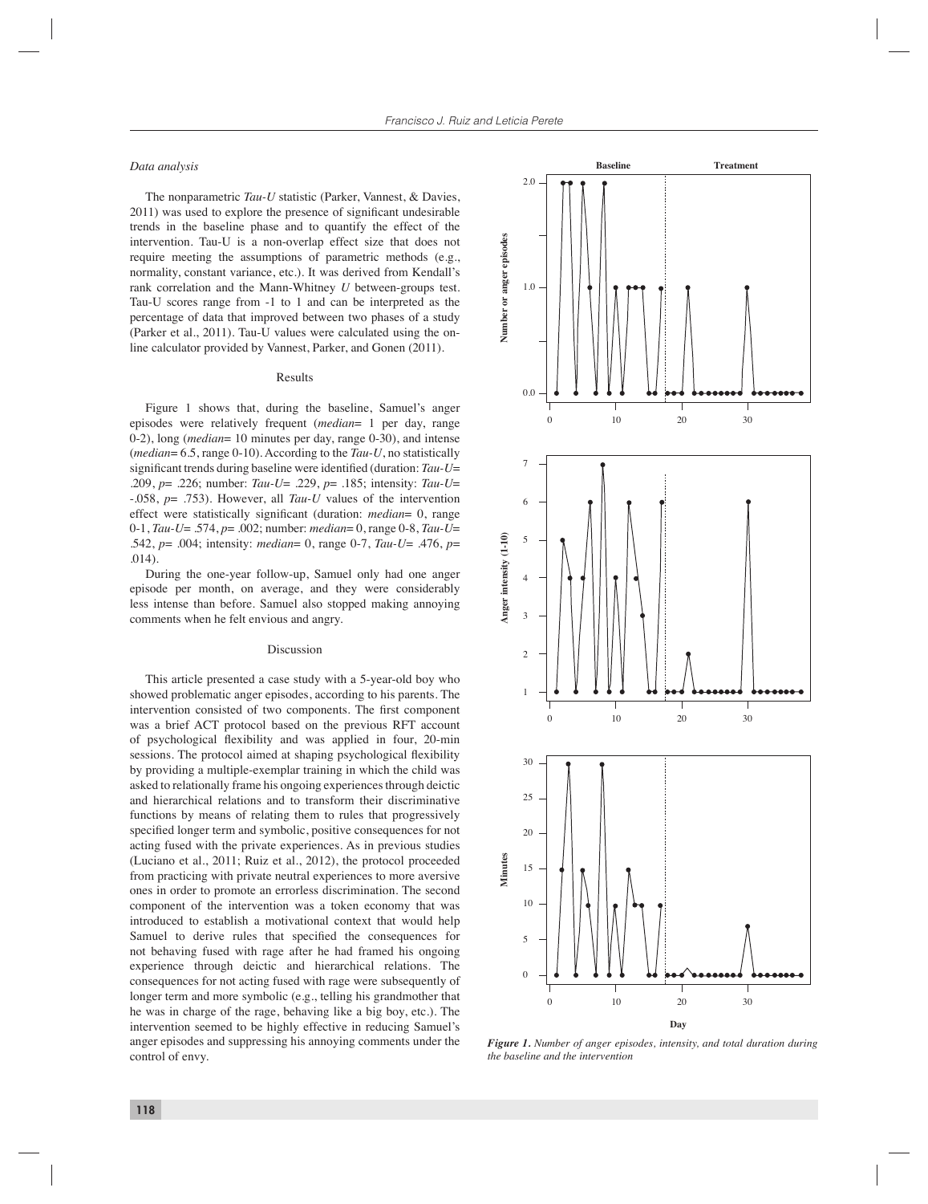### *Data analysis*

The nonparametric *Tau-U* statistic (Parker, Vannest, & Davies, 2011) was used to explore the presence of significant undesirable trends in the baseline phase and to quantify the effect of the intervention. Tau-U is a non-overlap effect size that does not require meeting the assumptions of parametric methods (e.g., normality, constant variance, etc.). It was derived from Kendall's rank correlation and the Mann-Whitney *U* between-groups test. Tau-U scores range from -1 to 1 and can be interpreted as the percentage of data that improved between two phases of a study (Parker et al., 2011). Tau-U values were calculated using the on-line calculator provided by Vannest, Parker, and Gonen (2011).

## Results

Figure 1 shows that, during the baseline, Samuel's anger episodes were relatively frequent (*median*= 1 per day, range 0-2), long (*median*= 10 minutes per day, range 0-30), and intense (*median*= 6.5, range 0-10). According to the *Tau-U*, no statistically significant trends during baseline were identified (duration: *Tau-U*= .209, *p*= .226; number: *Tau-U*= .229, *p*= .185; intensity: *Tau-U*= -.058, *p*= .753). However, all *Tau-U* values of the intervention effect were statistically significant (duration: *median*= 0, range 0-1, *Tau-U*= .574, *p*= .002; number: *median*= 0, range 0-8, *Tau-U*= .542, *p*= .004; intensity: *median*= 0, range 0-7, *Tau-U*= .476, *p*= .014).

During the one-year follow-up, Samuel only had one anger episode per month, on average, and they were considerably less intense than before. Samuel also stopped making annoying comments when he felt envious and angry.

## Discussion

This article presented a case study with a 5-year-old boy who showed problematic anger episodes, according to his parents. The intervention consisted of two components. The first component was a brief ACT protocol based on the previous RFT account of psychological flexibility and was applied in four, 20-min sessions. The protocol aimed at shaping psychological flexibility by providing a multiple-exemplar training in which the child was asked to relationally frame his ongoing experiences through deictic and hierarchical relations and to transform their discriminative functions by means of relating them to rules that progressively specified longer term and symbolic, positive consequences for not acting fused with the private experiences. As in previous studies (Luciano et al., 2011; Ruiz et al., 2012), the protocol proceeded from practicing with private neutral experiences to more aversive ones in order to promote an errorless discrimination. The second component of the intervention was a token economy that was introduced to establish a motivational context that would help Samuel to derive rules that specified the consequences for not behaving fused with rage after he had framed his ongoing experience through deictic and hierarchical relations. The consequences for not acting fused with rage were subsequently of longer term and more symbolic (e.g., telling his grandmother that he was in charge of the rage, behaving like a big boy, etc.). The intervention seemed to be highly effective in reducing Samuel's anger episodes and suppressing his annoying comments under the control of envy.

***Figure 1.*** *Number of anger episodes, intensity, and total duration during the baseline and the intervention*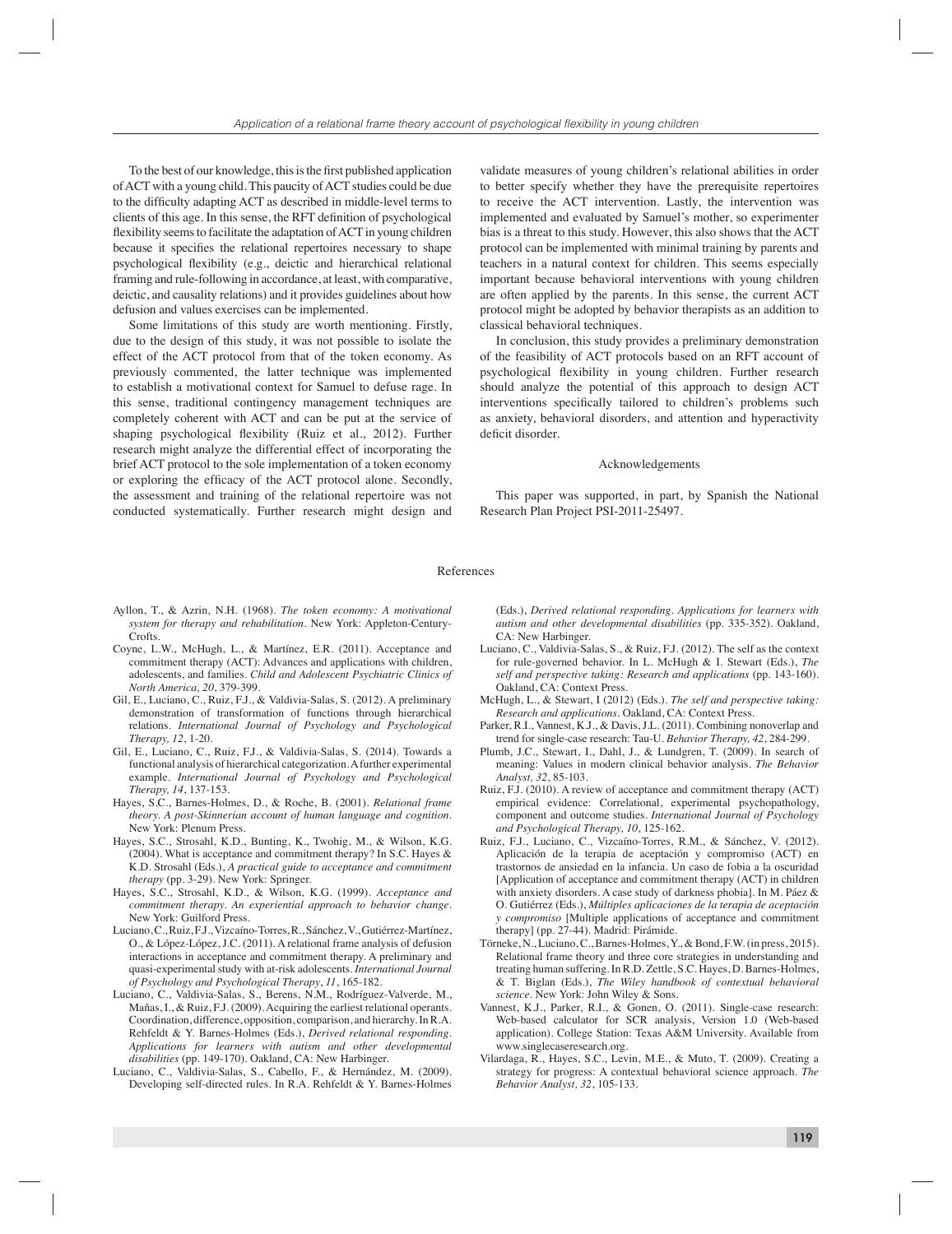To the best of our knowledge, this is the first published application of ACT with a young child. This paucity of ACT studies could be due to the difficulty adapting ACT as described in middle-level terms to clients of this age. In this sense, the RFT definition of psychological flexibility seems to facilitate the adaptation of ACT in young children because it specifies the relational repertoires necessary to shape psychological flexibility (e.g., deictic and hierarchical relational framing and rule-following in accordance, at least, with comparative, deictic, and causality relations) and it provides guidelines about how defusion and values exercises can be implemented.

Some limitations of this study are worth mentioning. Firstly, due to the design of this study, it was not possible to isolate the effect of the ACT protocol from that of the token economy. As previously commented, the latter technique was implemented to establish a motivational context for Samuel to defuse rage. In this sense, traditional contingency management techniques are completely coherent with ACT and can be put at the service of shaping psychological flexibility (Ruiz et al., 2012). Further research might analyze the differential effect of incorporating the brief ACT protocol to the sole implementation of a token economy or exploring the efficacy of the ACT protocol alone. Secondly, the assessment and training of the relational repertoire was not conducted systematically. Further research might design and validate measures of young children's relational abilities in order to better specify whether they have the prerequisite repertoires to receive the ACT intervention. Lastly, the intervention was implemented and evaluated by Samuel's mother, so experimenter bias is a threat to this study. However, this also shows that the ACT protocol can be implemented with minimal training by parents and teachers in a natural context for children. This seems especially important because behavioral interventions with young children are often applied by the parents. In this sense, the current ACT protocol might be adopted by behavior therapists as an addition to classical behavioral techniques.

In conclusion, this study provides a preliminary demonstration of the feasibility of ACT protocols based on an RFT account of psychological flexibility in young children. Further research should analyze the potential of this approach to design ACT interventions specifically tailored to children's problems such as anxiety, behavioral disorders, and attention and hyperactivity deficit disorder.

## Acknowledgements

This paper was supported, in part, by Spanish the National Research Plan Project PSI-2011-25497.

## References

Ayllon, T., & Azrin, N.H. (1968). *The token economy: A motivational system for therapy and rehabilitation*. New York: Appleton-Century-Crofts.

Coyne, L.W., McHugh, L., & Martínez, E.R. (2011). Acceptance and commitment therapy (ACT): Advances and applications with children, adolescents, and families. *Child and Adolescent Psychiatric Clinics of North America, 20*, 379-399.

Gil, E., Luciano, C., Ruiz, F.J., & Valdivia-Salas, S. (2012). A preliminary demonstration of transformation of functions through hierarchical relations. *International Journal of Psychology and Psychological Therapy, 12*, 1-20.

Gil, E., Luciano, C., Ruiz, F.J., & Valdivia-Salas, S. (2014). Towards a functional analysis of hierarchical categorization. A further experimental example. *International Journal of Psychology and Psychological Therapy, 14*, 137-153.

Hayes, S.C., Barnes-Holmes, D., & Roche, B. (2001). *Relational frame theory. A post-Skinnerian account of human language and cognition*. New York: Plenum Press.

Hayes, S.C., Strosahl, K.D., Bunting, K., Twohig, M., & Wilson, K.G. (2004). What is acceptance and commitment therapy? In S.C. Hayes & K.D. Strosahl (Eds.), *A practical guide to acceptance and commitment therapy* (pp. 3-29). New York: Springer.

Hayes, S.C., Strosahl, K.D., & Wilson, K.G. (1999). *Acceptance and commitment therapy. An experiential approach to behavior change*. New York: Guilford Press.

Luciano, C., Ruiz, F.J., Vizcaíno-Torres, R., Sánchez, V., Gutiérrez-Martínez, O., & López-López, J.C. (2011). A relational frame analysis of defusion interactions in acceptance and commitment therapy. A preliminary and quasi-experimental study with at-risk adolescents. *International Journal of Psychology and Psychological Therapy, 11*, 165-182.

Luciano, C., Valdivia-Salas, S., Berens, N.M., Rodríguez-Valverde, M., Mañas, I., & Ruiz, F.J. (2009). Acquiring the earliest relational operants. Coordination, difference, opposition, comparison, and hierarchy. In R.A. Rehfeldt & Y. Barnes-Holmes (Eds.), *Derived relational responding. Applications for learners with autism and other developmental disabilities* (pp. 149-170). Oakland, CA: New Harbinger.

Luciano, C., Valdivia-Salas, S., Cabello, F., & Hernández, M. (2009). Developing self-directed rules. In R.A. Rehfeldt & Y. Barnes-Holmes (Eds.), *Derived relational responding. Applications for learners with autism and other developmental disabilities* (pp. 335-352). Oakland, CA: New Harbinger.

Luciano, C., Valdivia-Salas, S., & Ruiz, F.J. (2012). The self as the context for rule-governed behavior. In L. McHugh & I. Stewart (Eds.), *The self and perspective taking: Research and applications* (pp. 143-160). Oakland, CA: Context Press.

McHugh, L., & Stewart, I (2012) (Eds.). *The self and perspective taking: Research and applications*. Oakland, CA: Context Press.

Parker, R.I., Vannest, K.J., & Davis, J.L. (2011). Combining nonoverlap and trend for single-case research: Tau-U. *Behavior Therapy, 42*, 284-299.

Plumb, J.C., Stewart, I., Dahl, J., & Lundgren, T. (2009). In search of meaning: Values in modern clinical behavior analysis. *The Behavior Analyst, 32*, 85-103.

Ruiz, F.J. (2010). A review of acceptance and commitment therapy (ACT) empirical evidence: Correlational, experimental psychopathology, component and outcome studies. *International Journal of Psychology and Psychological Therapy, 10*, 125-162.

Ruiz, F.J., Luciano, C., Vizcaíno-Torres, R.M., & Sánchez, V. (2012). Aplicación de la terapia de aceptación y compromiso (ACT) en trastornos de ansiedad en la infancia. Un caso de fobia a la oscuridad [Application of acceptance and commitment therapy (ACT) in children with anxiety disorders. A case study of darkness phobia]. In M. Páez & O. Gutiérrez (Eds.), *Múltiples aplicaciones de la terapia de aceptación y compromiso* [Multiple applications of acceptance and commitment therapy] (pp. 27-44). Madrid: Pirámide.

Törneke, N., Luciano, C., Barnes-Holmes, Y., & Bond, F.W. (in press, 2015). Relational frame theory and three core strategies in understanding and treating human suffering. In R.D. Zettle, S.C. Hayes, D. Barnes-Holmes, & T. Biglan (Eds.), *The Wiley handbook of contextual behavioral science*. New York: John Wiley & Sons.

Vannest, K.J., Parker, R.I., & Gonen, O. (2011). Single-case research: Web-based calculator for SCR analysis, Version 1.0 (Web-based application). College Station: Texas A&M University. Available from www.singlecaseresearch.org.

Vilardaga, R., Hayes, S.C., Levin, M.E., & Muto, T. (2009). Creating a strategy for progress: A contextual behavioral science approach. *The Behavior Analyst, 32*, 105-133.